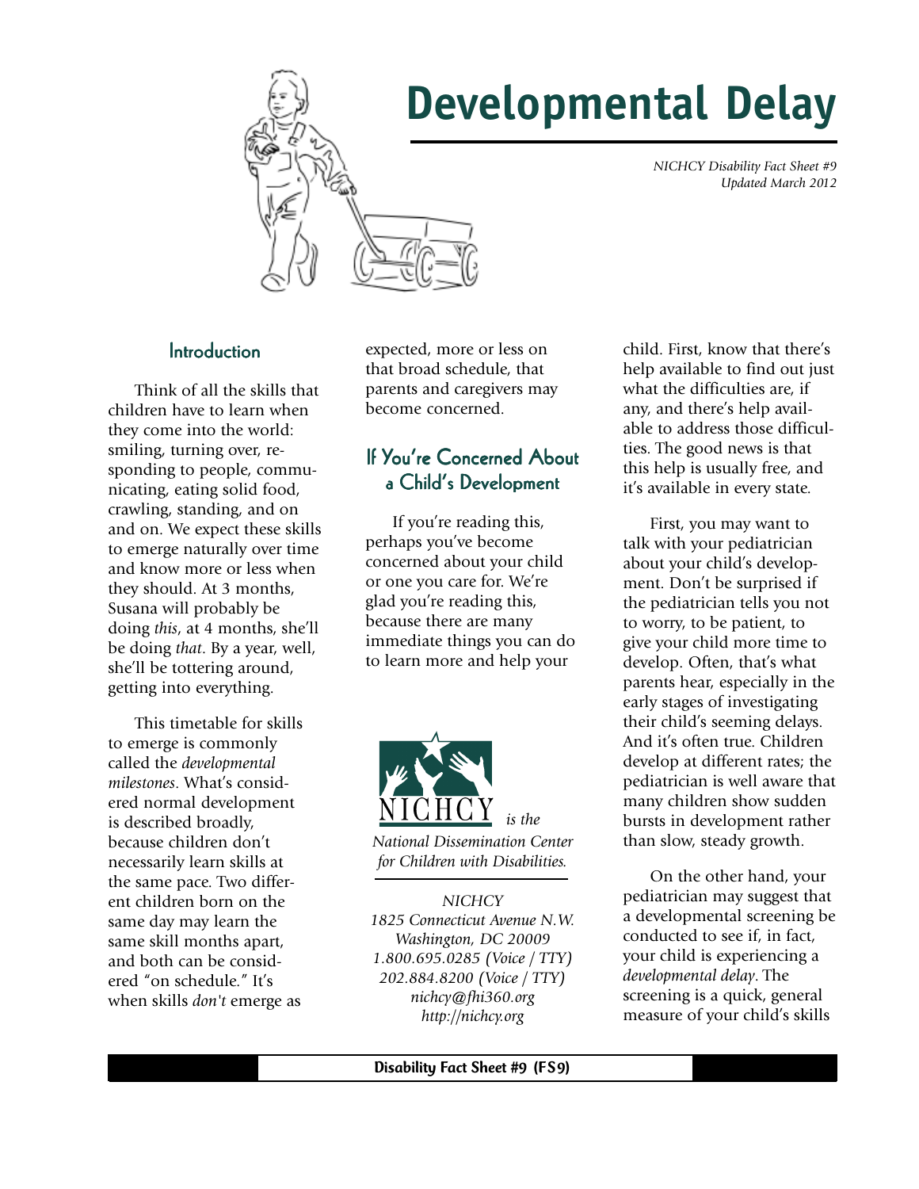# Developmental Delay

*NICHCY Disability Fact Sheet #9*
*Updated March 2012*

## Introduction

Think of all the skills that children have to learn when they come into the world: smiling, turning over, responding to people, communicating, eating solid food, crawling, standing, and on and on. We expect these skills to emerge naturally over time and know more or less when they should. At 3 months, Susana will probably be doing *this*, at 4 months, she'll be doing *that*. By a year, well, she'll be tottering around, getting into everything.

This timetable for skills to emerge is commonly called the *developmental milestones*. What's considered normal development is described broadly, because children don't necessarily learn skills at the same pace. Two different children born on the same day may learn the same skill months apart, and both can be considered "on schedule." It's when skills *don't* emerge as expected, more or less on that broad schedule, that parents and caregivers may become concerned.

## If You're Concerned About a Child's Development

If you're reading this, perhaps you've become concerned about your child or one you care for. We're glad you're reading this, because there are many immediate things you can do to learn more and help your child. First, know that there's help available to find out just what the difficulties are, if any, and there's help available to address those difficulties. The good news is that this help is usually free, and it's available in every state.

First, you may want to talk with your pediatrician about your child's development. Don't be surprised if the pediatrician tells you not to worry, to be patient, to give your child more time to develop. Often, that's what parents hear, especially in the early stages of investigating their child's seeming delays. And it's often true. Children develop at different rates; the pediatrician is well aware that many children show sudden bursts in development rather than slow, steady growth.

On the other hand, your pediatrician may suggest that a developmental screening be conducted to see if, in fact, your child is experiencing a *developmental delay*. The screening is a quick, general measure of your child's skills

---

NICHCY *is the National Dissemination Center for Children with Disabilities.*

*NICHCY*
*1825 Connecticut Avenue N.W.*
*Washington, DC 20009*
*1.800.695.0285 (Voice / TTY)*
*202.884.8200 (Voice / TTY)*
*nichcy@fhi360.org*
*http://nichcy.org*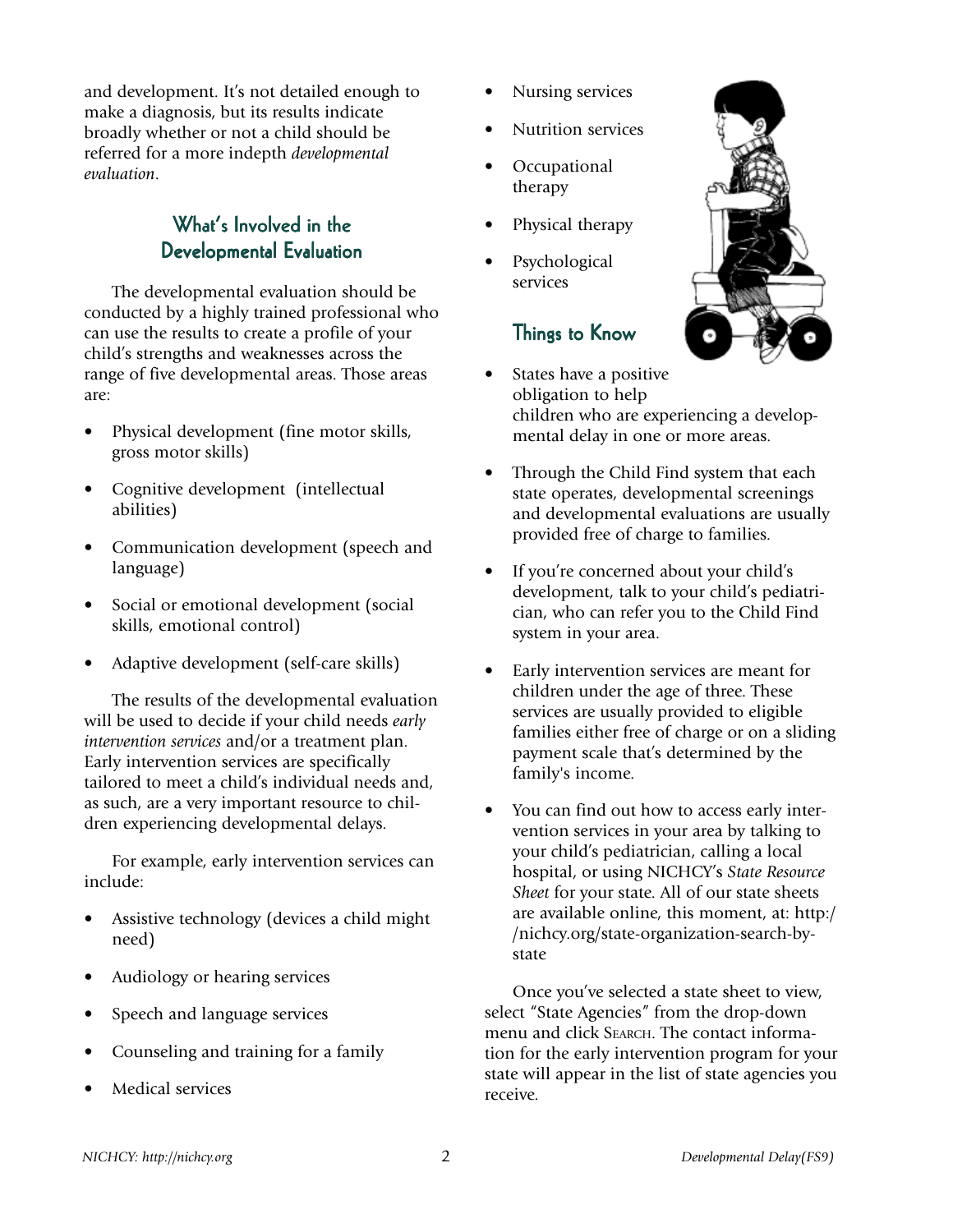and development. It's not detailed enough to make a diagnosis, but its results indicate broadly whether or not a child should be referred for a more indepth *developmental evaluation*.

## What's Involved in the Developmental Evaluation

The developmental evaluation should be conducted by a highly trained professional who can use the results to create a profile of your child's strengths and weaknesses across the range of five developmental areas. Those areas are:

- Physical development (fine motor skills, gross motor skills)
- Cognitive development (intellectual abilities)
- Communication development (speech and language)
- Social or emotional development (social skills, emotional control)
- Adaptive development (self-care skills)

The results of the developmental evaluation will be used to decide if your child needs *early intervention services* and/or a treatment plan. Early intervention services are specifically tailored to meet a child's individual needs and, as such, are a very important resource to children experiencing developmental delays.

For example, early intervention services can include:

- Assistive technology (devices a child might need)
- Audiology or hearing services
- Speech and language services
- Counseling and training for a family
- Medical services
- Nursing services
- Nutrition services
- Occupational therapy
- Physical therapy
- Psychological services

## Things to Know

- States have a positive obligation to help children who are experiencing a developmental delay in one or more areas.
- Through the Child Find system that each state operates, developmental screenings and developmental evaluations are usually provided free of charge to families.
- If you're concerned about your child's development, talk to your child's pediatrician, who can refer you to the Child Find system in your area.
- Early intervention services are meant for children under the age of three. These services are usually provided to eligible families either free of charge or on a sliding payment scale that's determined by the family's income.
- You can find out how to access early intervention services in your area by talking to your child's pediatrician, calling a local hospital, or using NICHCY's *State Resource Sheet* for your state. All of our state sheets are available online, this moment, at: http://nichcy.org/state-organization-search-by-state

Once you've selected a state sheet to view, select "State Agencies" from the drop-down menu and click SEARCH. The contact information for the early intervention program for your state will appear in the list of state agencies you receive.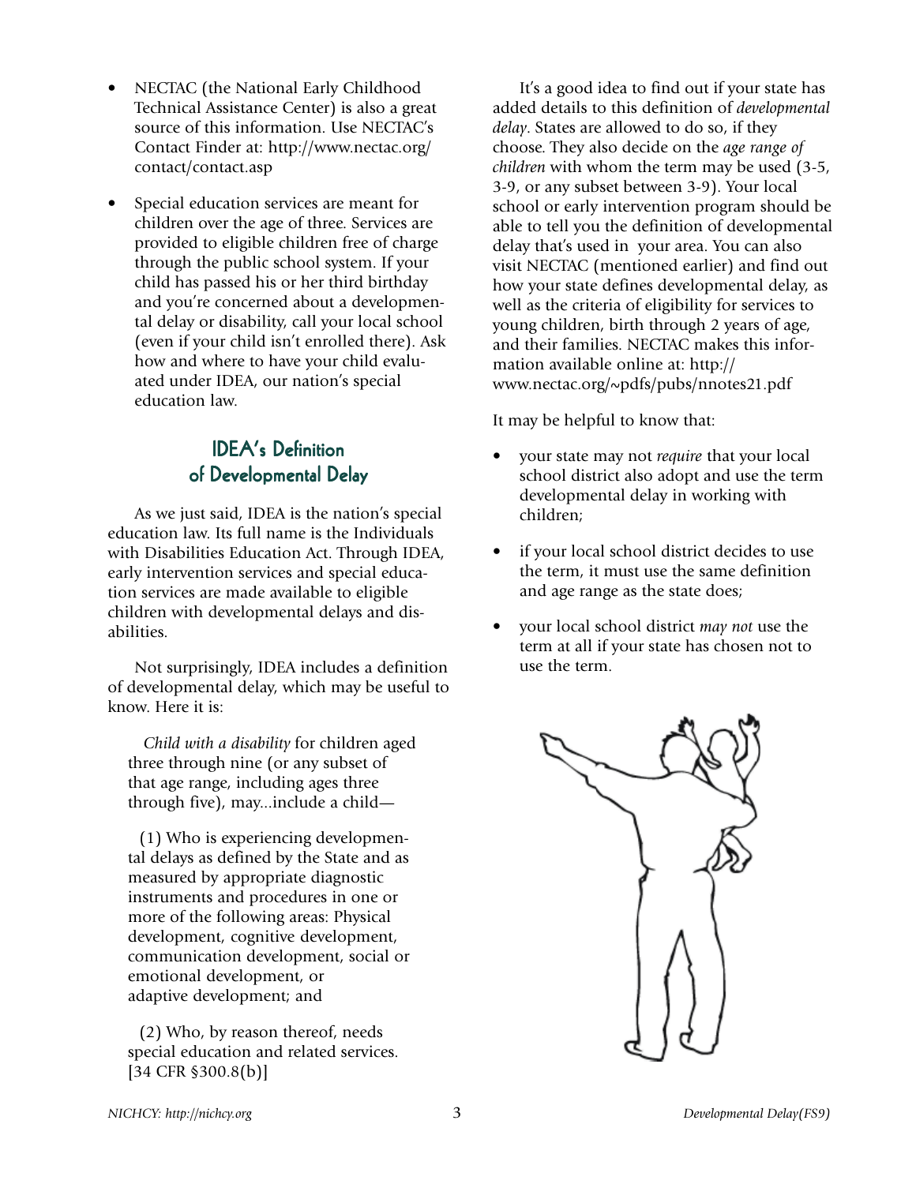- NECTAC (the National Early Childhood Technical Assistance Center) is also a great source of this information. Use NECTAC's Contact Finder at: http://www.nectac.org/contact/contact.asp

- Special education services are meant for children over the age of three. Services are provided to eligible children free of charge through the public school system. If your child has passed his or her third birthday and you're concerned about a developmental delay or disability, call your local school (even if your child isn't enrolled there). Ask how and where to have your child evaluated under IDEA, our nation's special education law.

## IDEA's Definition of Developmental Delay

As we just said, IDEA is the nation's special education law. Its full name is the Individuals with Disabilities Education Act. Through IDEA, early intervention services and special education services are made available to eligible children with developmental delays and disabilities.

Not surprisingly, IDEA includes a definition of developmental delay, which may be useful to know. Here it is:

> *Child with a disability* for children aged three through nine (or any subset of that age range, including ages three through five), may...include a child—
>
> (1) Who is experiencing developmental delays as defined by the State and as measured by appropriate diagnostic instruments and procedures in one or more of the following areas: Physical development, cognitive development, communication development, social or emotional development, or adaptive development; and
>
> (2) Who, by reason thereof, needs special education and related services. [34 CFR §300.8(b)]

It's a good idea to find out if your state has added details to this definition of *developmental delay*. States are allowed to do so, if they choose. They also decide on the *age range of children* with whom the term may be used (3-5, 3-9, or any subset between 3-9). Your local school or early intervention program should be able to tell you the definition of developmental delay that's used in your area. You can also visit NECTAC (mentioned earlier) and find out how your state defines developmental delay, as well as the criteria of eligibility for services to young children, birth through 2 years of age, and their families. NECTAC makes this information available online at: http://www.nectac.org/~pdfs/pubs/nnotes21.pdf

It may be helpful to know that:

- your state may not *require* that your local school district also adopt and use the term developmental delay in working with children;

- if your local school district decides to use the term, it must use the same definition and age range as the state does;

- your local school district *may not* use the term at all if your state has chosen not to use the term.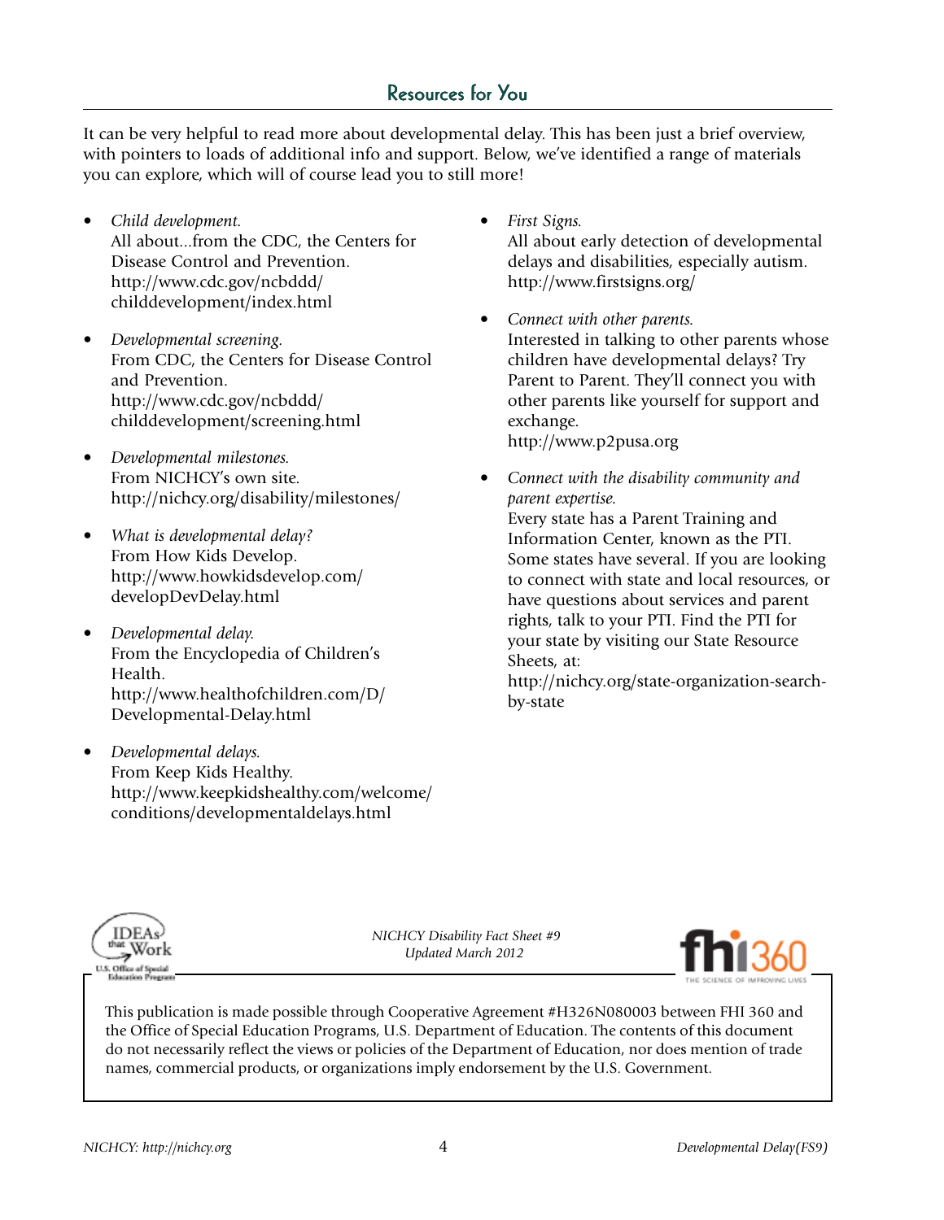## Resources for You

It can be very helpful to read more about developmental delay. This has been just a brief overview, with pointers to loads of additional info and support. Below, we've identified a range of materials you can explore, which will of course lead you to still more!

- *Child development.*
  All about...from the CDC, the Centers for Disease Control and Prevention.
  http://www.cdc.gov/ncbddd/childdevelopment/index.html

- *Developmental screening.*
  From CDC, the Centers for Disease Control and Prevention.
  http://www.cdc.gov/ncbddd/childdevelopment/screening.html

- *Developmental milestones.*
  From NICHCY's own site.
  http://nichcy.org/disability/milestones/

- *What is developmental delay?*
  From How Kids Develop.
  http://www.howkidsdevelop.com/developDevDelay.html

- *Developmental delay.*
  From the Encyclopedia of Children's Health.
  http://www.healthofchildren.com/D/Developmental-Delay.html

- *Developmental delays.*
  From Keep Kids Healthy.
  http://www.keepkidshealthy.com/welcome/conditions/developmentaldelays.html

- *First Signs.*
  All about early detection of developmental delays and disabilities, especially autism.
  http://www.firstsigns.org/

- *Connect with other parents.*
  Interested in talking to other parents whose children have developmental delays? Try Parent to Parent. They'll connect you with other parents like yourself for support and exchange.
  http://www.p2pusa.org

- *Connect with the disability community and parent expertise.*
  Every state has a Parent Training and Information Center, known as the PTI. Some states have several. If you are looking to connect with state and local resources, or have questions about services and parent rights, talk to your PTI. Find the PTI for your state by visiting our State Resource Sheets, at:
  http://nichcy.org/state-organization-search-by-state

*NICHCY Disability Fact Sheet #9*
*Updated March 2012*

This publication is made possible through Cooperative Agreement #H326N080003 between FHI 360 and the Office of Special Education Programs, U.S. Department of Education. The contents of this document do not necessarily reflect the views or policies of the Department of Education, nor does mention of trade names, commercial products, or organizations imply endorsement by the U.S. Government.